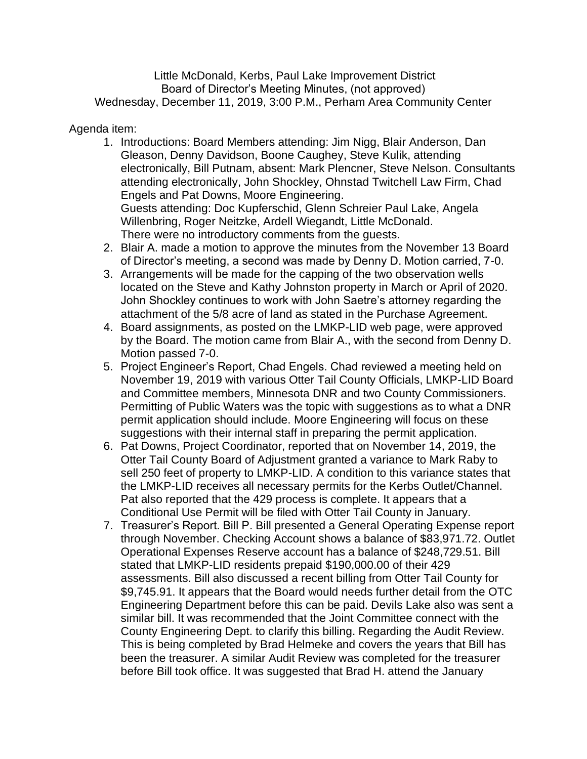Little McDonald, Kerbs, Paul Lake Improvement District
Board of Director's Meeting Minutes, (not approved)
Wednesday, December 11, 2019, 3:00 P.M., Perham Area Community Center

Agenda item:

1. Introductions: Board Members attending: Jim Nigg, Blair Anderson, Dan Gleason, Denny Davidson, Boone Caughey, Steve Kulik, attending electronically, Bill Putnam, absent: Mark Plencner, Steve Nelson. Consultants attending electronically, John Shockley, Ohnstad Twitchell Law Firm, Chad Engels and Pat Downs, Moore Engineering.
   Guests attending: Doc Kupferschid, Glenn Schreier Paul Lake, Angela Willenbring, Roger Neitzke, Ardell Wiegandt, Little McDonald.
   There were no introductory comments from the guests.
2. Blair A. made a motion to approve the minutes from the November 13 Board of Director's meeting, a second was made by Denny D. Motion carried, 7-0.
3. Arrangements will be made for the capping of the two observation wells located on the Steve and Kathy Johnston property in March or April of 2020. John Shockley continues to work with John Saetre's attorney regarding the attachment of the 5/8 acre of land as stated in the Purchase Agreement.
4. Board assignments, as posted on the LMKP-LID web page, were approved by the Board. The motion came from Blair A., with the second from Denny D. Motion passed 7-0.
5. Project Engineer's Report, Chad Engels. Chad reviewed a meeting held on November 19, 2019 with various Otter Tail County Officials, LMKP-LID Board and Committee members, Minnesota DNR and two County Commissioners. Permitting of Public Waters was the topic with suggestions as to what a DNR permit application should include. Moore Engineering will focus on these suggestions with their internal staff in preparing the permit application.
6. Pat Downs, Project Coordinator, reported that on November 14, 2019, the Otter Tail County Board of Adjustment granted a variance to Mark Raby to sell 250 feet of property to LMKP-LID. A condition to this variance states that the LMKP-LID receives all necessary permits for the Kerbs Outlet/Channel. Pat also reported that the 429 process is complete. It appears that a Conditional Use Permit will be filed with Otter Tail County in January.
7. Treasurer's Report. Bill P. Bill presented a General Operating Expense report through November. Checking Account shows a balance of $83,971.72. Outlet Operational Expenses Reserve account has a balance of $248,729.51. Bill stated that LMKP-LID residents prepaid $190,000.00 of their 429 assessments. Bill also discussed a recent billing from Otter Tail County for $9,745.91. It appears that the Board would needs further detail from the OTC Engineering Department before this can be paid. Devils Lake also was sent a similar bill. It was recommended that the Joint Committee connect with the County Engineering Dept. to clarify this billing. Regarding the Audit Review. This is being completed by Brad Helmeke and covers the years that Bill has been the treasurer. A similar Audit Review was completed for the treasurer before Bill took office. It was suggested that Brad H. attend the January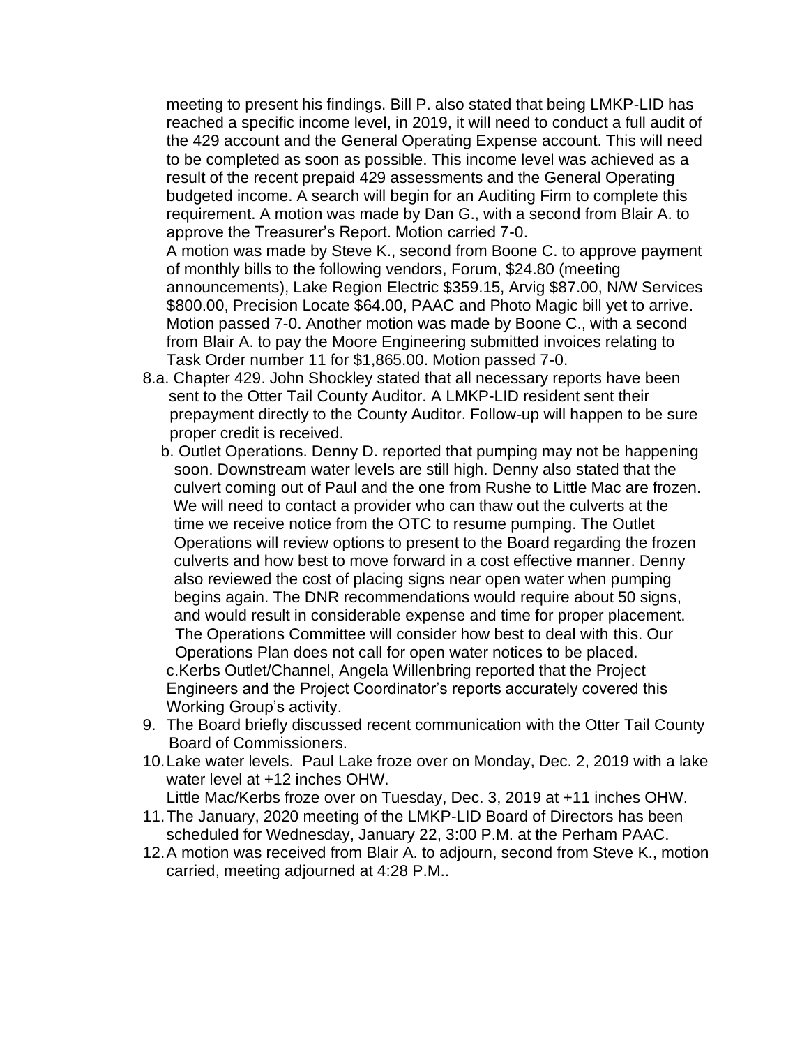meeting to present his findings. Bill P. also stated that being LMKP-LID has reached a specific income level, in 2019, it will need to conduct a full audit of the 429 account and the General Operating Expense account. This will need to be completed as soon as possible. This income level was achieved as a result of the recent prepaid 429 assessments and the General Operating budgeted income. A search will begin for an Auditing Firm to complete this requirement. A motion was made by Dan G., with a second from Blair A. to approve the Treasurer's Report. Motion carried 7-0.

A motion was made by Steve K., second from Boone C. to approve payment of monthly bills to the following vendors, Forum, $24.80 (meeting announcements), Lake Region Electric $359.15, Arvig $87.00, N/W Services $800.00, Precision Locate $64.00, PAAC and Photo Magic bill yet to arrive. Motion passed 7-0. Another motion was made by Boone C., with a second from Blair A. to pay the Moore Engineering submitted invoices relating to Task Order number 11 for $1,865.00. Motion passed 7-0.

8.a. Chapter 429. John Shockley stated that all necessary reports have been sent to the Otter Tail County Auditor. A LMKP-LID resident sent their prepayment directly to the County Auditor. Follow-up will happen to be sure proper credit is received.

b. Outlet Operations. Denny D. reported that pumping may not be happening soon. Downstream water levels are still high. Denny also stated that the culvert coming out of Paul and the one from Rushe to Little Mac are frozen. We will need to contact a provider who can thaw out the culverts at the time we receive notice from the OTC to resume pumping. The Outlet Operations will review options to present to the Board regarding the frozen culverts and how best to move forward in a cost effective manner. Denny also reviewed the cost of placing signs near open water when pumping begins again. The DNR recommendations would require about 50 signs, and would result in considerable expense and time for proper placement. The Operations Committee will consider how best to deal with this. Our Operations Plan does not call for open water notices to be placed.

c. Kerbs Outlet/Channel, Angela Willenbring reported that the Project Engineers and the Project Coordinator's reports accurately covered this Working Group's activity.

9. The Board briefly discussed recent communication with the Otter Tail County Board of Commissioners.
10. Lake water levels. Paul Lake froze over on Monday, Dec. 2, 2019 with a lake water level at +12 inches OHW.
    Little Mac/Kerbs froze over on Tuesday, Dec. 3, 2019 at +11 inches OHW.
11. The January, 2020 meeting of the LMKP-LID Board of Directors has been scheduled for Wednesday, January 22, 3:00 P.M. at the Perham PAAC.
12. A motion was received from Blair A. to adjourn, second from Steve K., motion carried, meeting adjourned at 4:28 P.M..